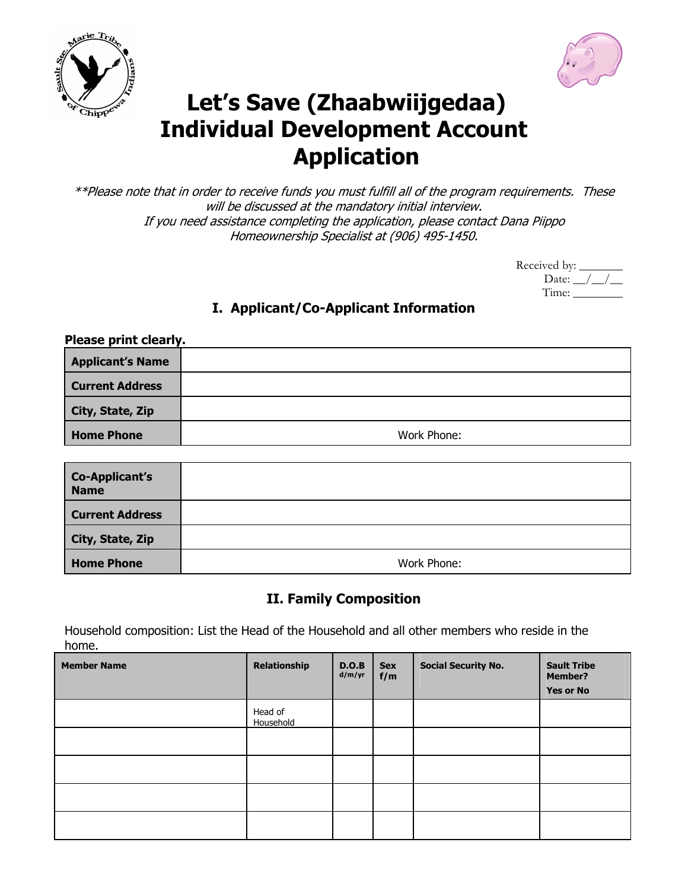# Let's Save (Zhaabwiijgedaa) Individual Development Account Application

*\*\*Please note that in order to receive funds you must fulfill all of the program requirements. These will be discussed at the mandatory initial interview. If you need assistance completing the application, please contact Dana Piippo Homeownership Specialist at (906) 495-1450.*

Received by: _______
Date: __/__/__
Time: ________

## I. Applicant/Co-Applicant Information

**Please print clearly.**

| | |
|---|---|
| **Applicant's Name** | |
| **Current Address** | |
| **City, State, Zip** | |
| **Home Phone** | Work Phone: |

| | |
|---|---|
| **Co-Applicant's Name** | |
| **Current Address** | |
| **City, State, Zip** | |
| **Home Phone** | Work Phone: |

## II. Family Composition

Household composition: List the Head of the Household and all other members who reside in the home.

| Member Name | Relationship | D.O.B d/m/yr | Sex f/m | Social Security No. | Sault Tribe Member? Yes or No |
|---|---|---|---|---|---|
| | Head of Household | | | | |
| | | | | | |
| | | | | | |
| | | | | | |
| | | | | | |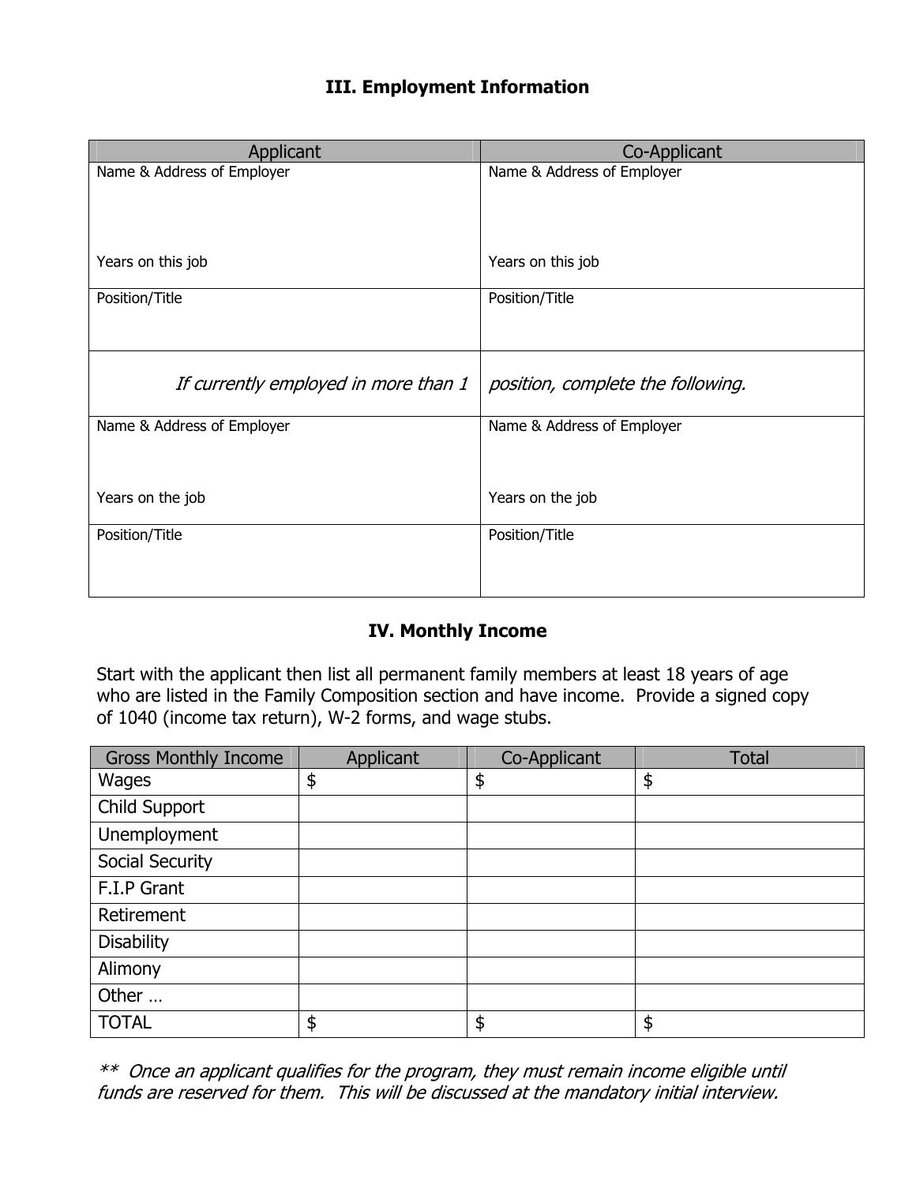## III. Employment Information

| Applicant | Co-Applicant |
|---|---|
| Name & Address of Employer<br><br><br>Years on this job | Name & Address of Employer<br><br><br>Years on this job |
| Position/Title | Position/Title |
| *If currently employed in more than 1* | *position, complete the following.* |
| Name & Address of Employer<br><br>Years on the job | Name & Address of Employer<br><br>Years on the job |
| Position/Title | Position/Title |

## IV. Monthly Income

Start with the applicant then list all permanent family members at least 18 years of age who are listed in the Family Composition section and have income. Provide a signed copy of 1040 (income tax return), W-2 forms, and wage stubs.

| Gross Monthly Income | Applicant | Co-Applicant | Total |
|---|---|---|---|
| Wages | $ | $ | $ |
| Child Support | | | |
| Unemployment | | | |
| Social Security | | | |
| F.I.P Grant | | | |
| Retirement | | | |
| Disability | | | |
| Alimony | | | |
| Other … | | | |
| TOTAL | $ | $ | $ |

*** Once an applicant qualifies for the program, they must remain income eligible until funds are reserved for them. This will be discussed at the mandatory initial interview.*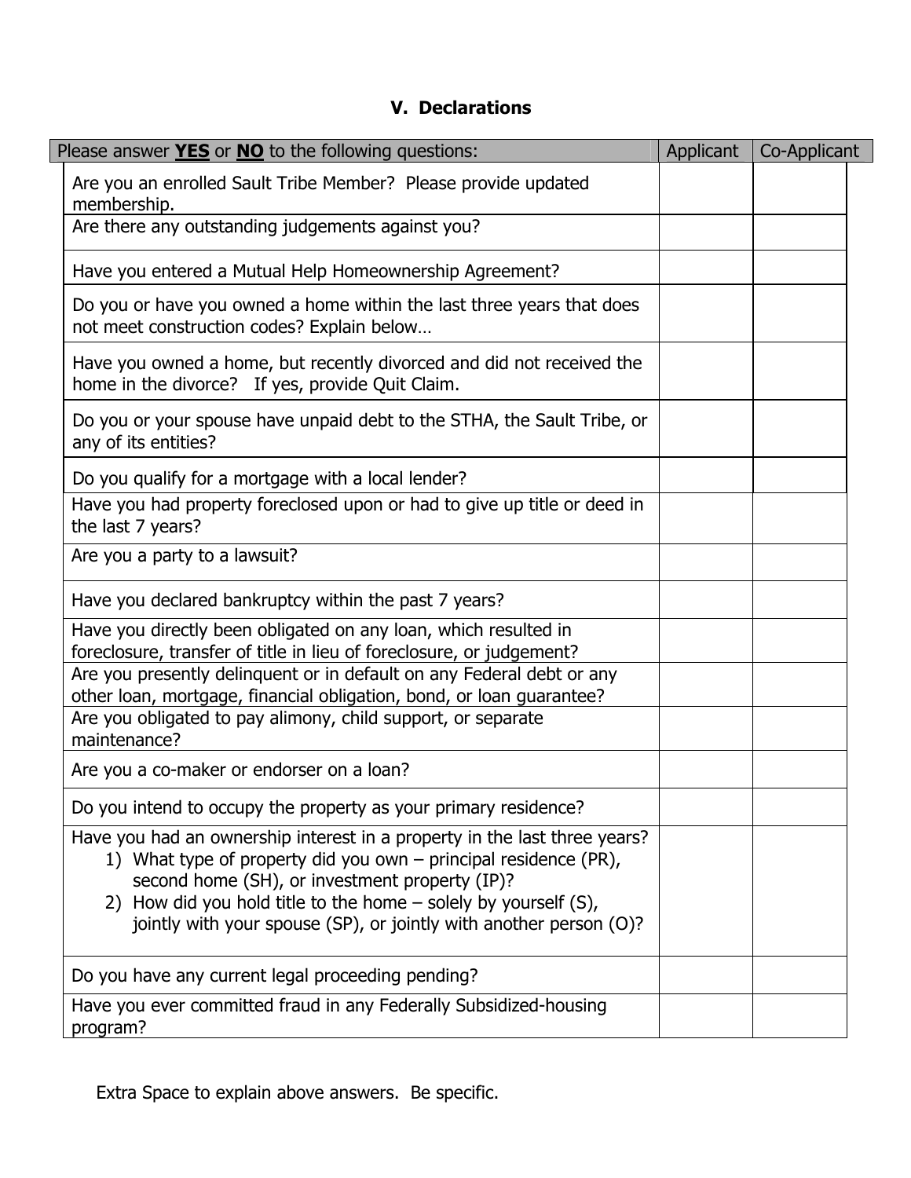## V. Declarations

| Please answer **YES** or **NO** to the following questions: | Applicant | Co-Applicant |
|---|---|---|
| Are you an enrolled Sault Tribe Member? Please provide updated membership. | | |
| Are there any outstanding judgements against you? | | |
| Have you entered a Mutual Help Homeownership Agreement? | | |
| Do you or have you owned a home within the last three years that does not meet construction codes? Explain below… | | |
| Have you owned a home, but recently divorced and did not received the home in the divorce? If yes, provide Quit Claim. | | |
| Do you or your spouse have unpaid debt to the STHA, the Sault Tribe, or any of its entities? | | |
| Do you qualify for a mortgage with a local lender? | | |
| Have you had property foreclosed upon or had to give up title or deed in the last 7 years? | | |
| Are you a party to a lawsuit? | | |
| Have you declared bankruptcy within the past 7 years? | | |
| Have you directly been obligated on any loan, which resulted in foreclosure, transfer of title in lieu of foreclosure, or judgement? | | |
| Are you presently delinquent or in default on any Federal debt or any other loan, mortgage, financial obligation, bond, or loan guarantee? | | |
| Are you obligated to pay alimony, child support, or separate maintenance? | | |
| Are you a co-maker or endorser on a loan? | | |
| Do you intend to occupy the property as your primary residence? | | |
| Have you had an ownership interest in a property in the last three years? 1) What type of property did you own – principal residence (PR), second home (SH), or investment property (IP)? 2) How did you hold title to the home – solely by yourself (S), jointly with your spouse (SP), or jointly with another person (O)? | | |
| Do you have any current legal proceeding pending? | | |
| Have you ever committed fraud in any Federally Subsidized-housing program? | | |

Extra Space to explain above answers. Be specific.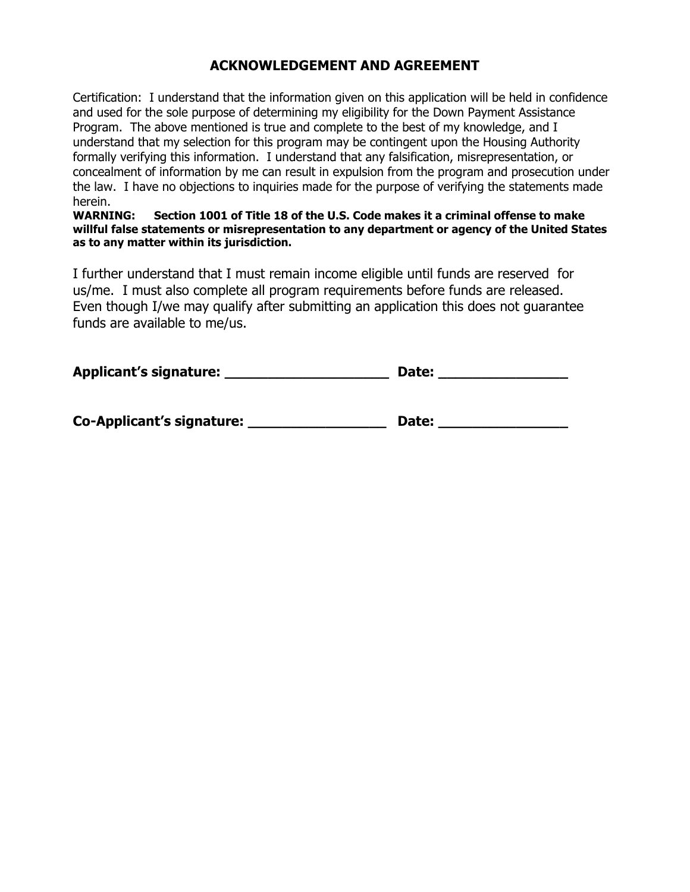## ACKNOWLEDGEMENT AND AGREEMENT

Certification: I understand that the information given on this application will be held in confidence and used for the sole purpose of determining my eligibility for the Down Payment Assistance Program. The above mentioned is true and complete to the best of my knowledge, and I understand that my selection for this program may be contingent upon the Housing Authority formally verifying this information. I understand that any falsification, misrepresentation, or concealment of information by me can result in expulsion from the program and prosecution under the law. I have no objections to inquiries made for the purpose of verifying the statements made herein.

**WARNING: Section 1001 of Title 18 of the U.S. Code makes it a criminal offense to make willful false statements or misrepresentation to any department or agency of the United States as to any matter within its jurisdiction.**

I further understand that I must remain income eligible until funds are reserved for us/me. I must also complete all program requirements before funds are released. Even though I/we may qualify after submitting an application this does not guarantee funds are available to me/us.

**Applicant's signature: ____________________ Date: ________________**

**Co-Applicant's signature: _________________ Date: ________________**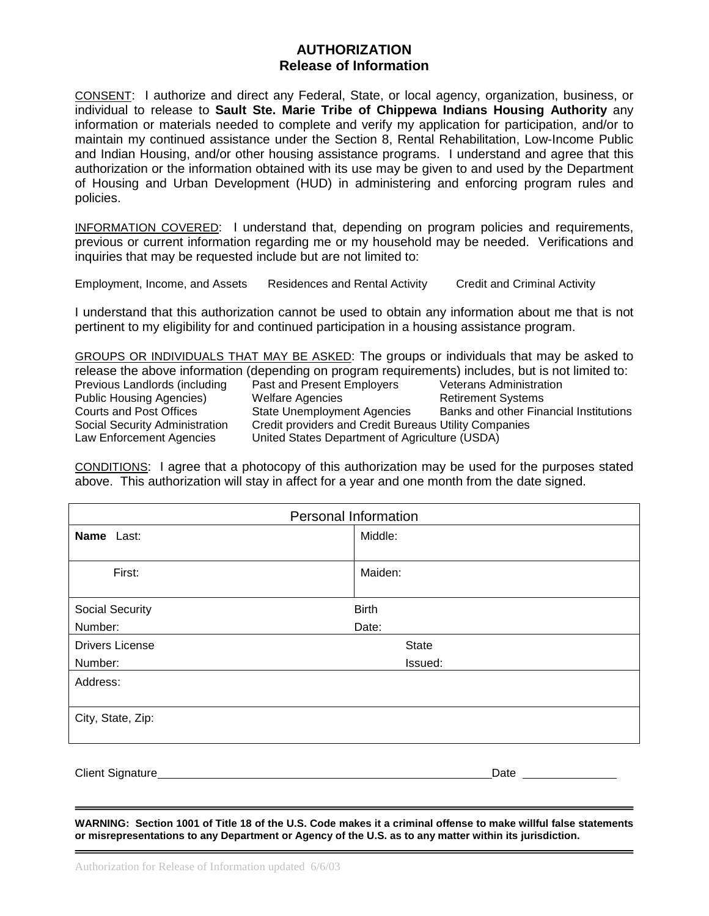# AUTHORIZATION
## Release of Information

CONSENT: I authorize and direct any Federal, State, or local agency, organization, business, or individual to release to **Sault Ste. Marie Tribe of Chippewa Indians Housing Authority** any information or materials needed to complete and verify my application for participation, and/or to maintain my continued assistance under the Section 8, Rental Rehabilitation, Low-Income Public and Indian Housing, and/or other housing assistance programs. I understand and agree that this authorization or the information obtained with its use may be given to and used by the Department of Housing and Urban Development (HUD) in administering and enforcing program rules and policies.

INFORMATION COVERED: I understand that, depending on program policies and requirements, previous or current information regarding me or my household may be needed. Verifications and inquiries that may be requested include but are not limited to:

Employment, Income, and Assets    Residences and Rental Activity    Credit and Criminal Activity

I understand that this authorization cannot be used to obtain any information about me that is not pertinent to my eligibility for and continued participation in a housing assistance program.

GROUPS OR INDIVIDUALS THAT MAY BE ASKED: The groups or individuals that may be asked to release the above information (depending on program requirements) includes, but is not limited to:

Previous Landlords (including Public Housing Agencies)
Courts and Post Offices
Social Security Administration
Law Enforcement Agencies
Past and Present Employers
Welfare Agencies
State Unemployment Agencies
Credit providers and Credit Bureaus
Utility Companies
United States Department of Agriculture (USDA)
Veterans Administration
Retirement Systems
Banks and other Financial Institutions

CONDITIONS: I agree that a photocopy of this authorization may be used for the purposes stated above. This authorization will stay in affect for a year and one month from the date signed.

| Personal Information | |
|---|---|
| **Name** Last: | Middle: |
| First: | Maiden: |
| Social Security Number: | Birth Date: |
| Drivers License Number: | State Issued: |
| Address: | |
| City, State, Zip: | |

Client Signature\_\_\_\_\_\_\_\_\_\_\_\_\_\_\_\_\_\_\_\_\_\_\_\_\_\_\_\_\_\_\_\_\_\_\_\_\_\_\_\_ Date \_\_\_\_\_\_\_\_\_\_\_\_

**WARNING: Section 1001 of Title 18 of the U.S. Code makes it a criminal offense to make willful false statements or misrepresentations to any Department or Agency of the U.S. as to any matter within its jurisdiction.**

Authorization for Release of Information updated 6/6/03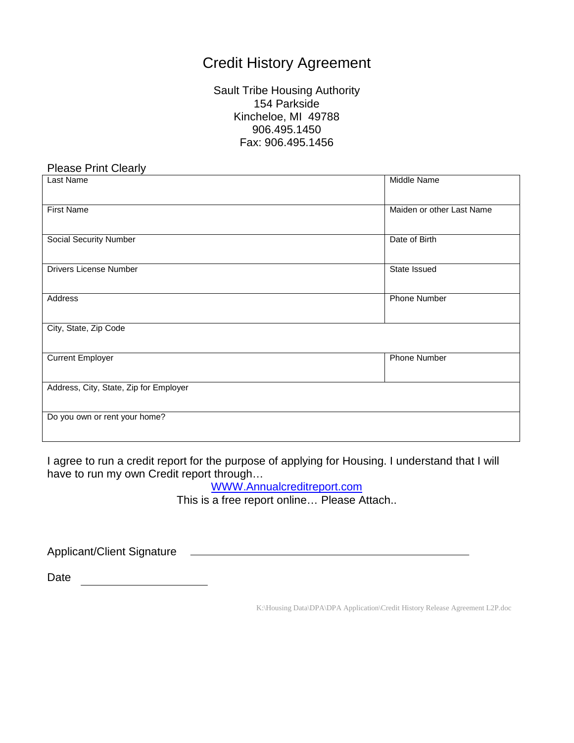# Credit History Agreement

Sault Tribe Housing Authority
154 Parkside
Kincheloe, MI 49788
906.495.1450
Fax: 906.495.1456

Please Print Clearly

| | |
|---|---|
| Last Name | Middle Name |
| First Name | Maiden or other Last Name |
| Social Security Number | Date of Birth |
| Drivers License Number | State Issued |
| Address | Phone Number |
| City, State, Zip Code | |
| Current Employer | Phone Number |
| Address, City, State, Zip for Employer | |
| Do you own or rent your home? | |

I agree to run a credit report for the purpose of applying for Housing. I understand that I will have to run my own Credit report through…

WWW.Annualcreditreport.com

This is a free report online… Please Attach..

Applicant/Client Signature \_\_\_\_\_\_\_\_\_\_\_\_\_\_\_\_\_\_\_\_\_\_\_\_\_\_\_\_\_\_\_\_\_\_\_\_\_\_\_\_\_\_\_\_

Date \_\_\_\_\_\_\_\_\_\_\_\_\_\_\_\_\_\_\_\_

K:\Housing Data\DPA\DPA Application\Credit History Release Agreement L2P.doc